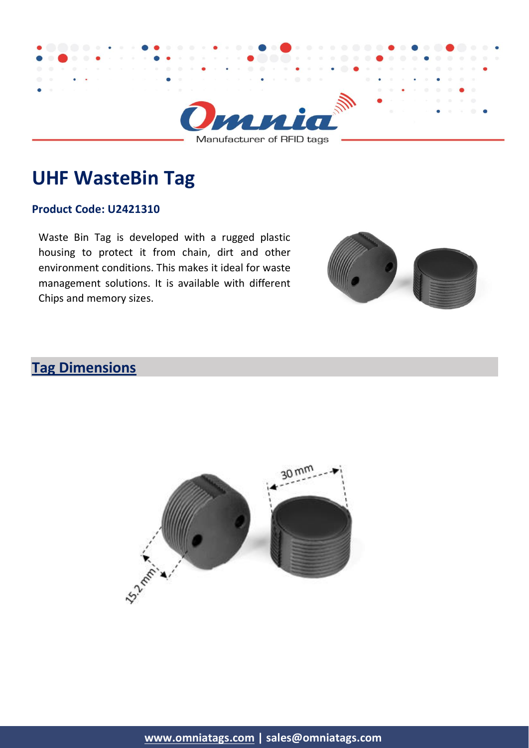Omnia
Manufacturer of RFID tags

# UHF WasteBin Tag

**Product Code: U2421310**

Waste Bin Tag is developed with a rugged plastic housing to protect it from chain, dirt and other environment conditions. This makes it ideal for waste management solutions. It is available with different Chips and memory sizes.

## Tag Dimensions

30 mm

15.2 mm

www.omniatags.com | sales@omniatags.com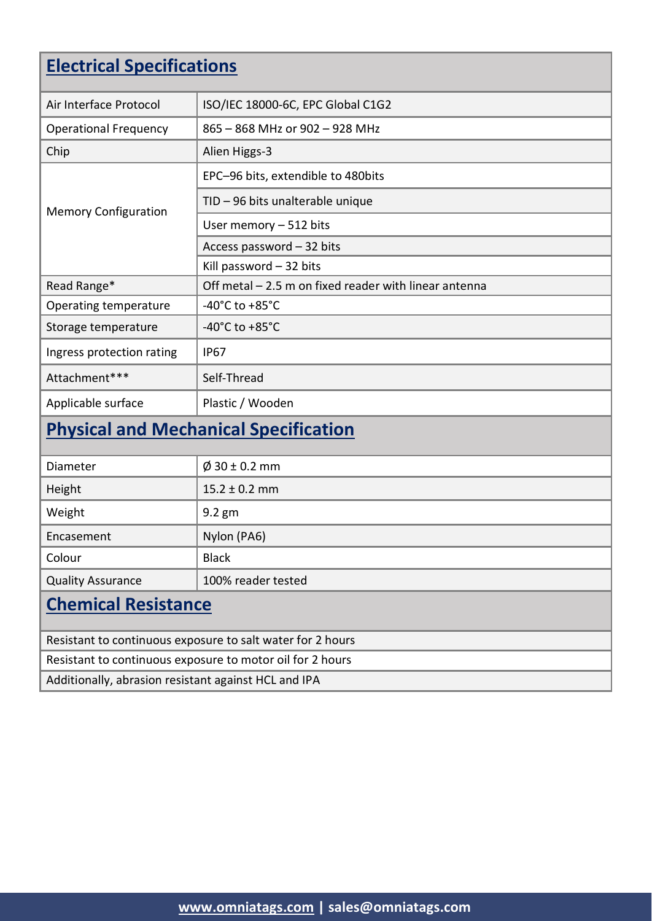## Electrical Specifications

| | |
|---|---|
| Air Interface Protocol | ISO/IEC 18000-6C, EPC Global C1G2 |
| Operational Frequency | 865 – 868 MHz or 902 – 928 MHz |
| Chip | Alien Higgs-3 |
| Memory Configuration | EPC–96 bits, extendible to 480bits |
| | TID – 96 bits unalterable unique |
| | User memory – 512 bits |
| | Access password – 32 bits |
| | Kill password – 32 bits |
| Read Range* | Off metal – 2.5 m on fixed reader with linear antenna |
| Operating temperature | -40°C to +85°C |
| Storage temperature | -40°C to +85°C |
| Ingress protection rating | IP67 |
| Attachment*** | Self-Thread |
| Applicable surface | Plastic / Wooden |

## Physical and Mechanical Specification

| | |
|---|---|
| Diameter | Ø 30 ± 0.2 mm |
| Height | 15.2 ± 0.2 mm |
| Weight | 9.2 gm |
| Encasement | Nylon (PA6) |
| Colour | Black |
| Quality Assurance | 100% reader tested |

## Chemical Resistance

- Resistant to continuous exposure to salt water for 2 hours
- Resistant to continuous exposure to motor oil for 2 hours
- Additionally, abrasion resistant against HCL and IPA

**www.omniatags.com | sales@omniatags.com**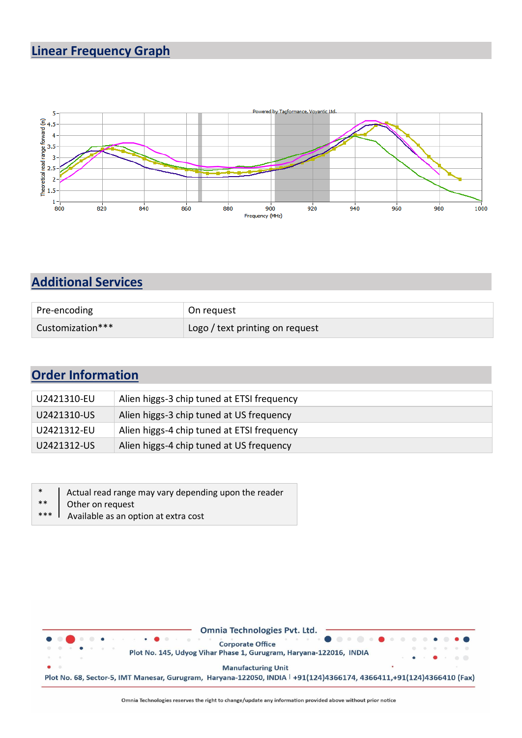## Linear Frequency Graph

Powered by Tagformance, Voyantic Ltd.

Theoretical read range forward (m)

5
4.5
4
3.5
3
2.5
2
1.5
1

800 820 840 860 880 900 920 940 960 980 1000

Frequency (MHz)

## Additional Services

| | |
|---|---|
| Pre-encoding | On request |
| Customization*** | Logo / text printing on request |

## Order Information

| | |
|---|---|
| U2421310-EU | Alien higgs-3 chip tuned at ETSI frequency |
| U2421310-US | Alien higgs-3 chip tuned at US frequency |
| U2421312-EU | Alien higgs-4 chip tuned at ETSI frequency |
| U2421312-US | Alien higgs-4 chip tuned at US frequency |

| | |
|---|---|
| * | Actual read range may vary depending upon the reader |
| ** | Other on request |
| *** | Available as an option at extra cost |

**Omnia Technologies Pvt. Ltd.**

**Corporate Office**
Plot No. 145, Udyog Vihar Phase 1, Gurugram, Haryana-122016, INDIA

**Manufacturing Unit**
Plot No. 68, Sector-5, IMT Manesar, Gurugram, Haryana-122050, INDIA | +91(124)4366174, 4366411,+91(124)4366410 (Fax)

Omnia Technologies reserves the right to change/update any information provided above without prior notice